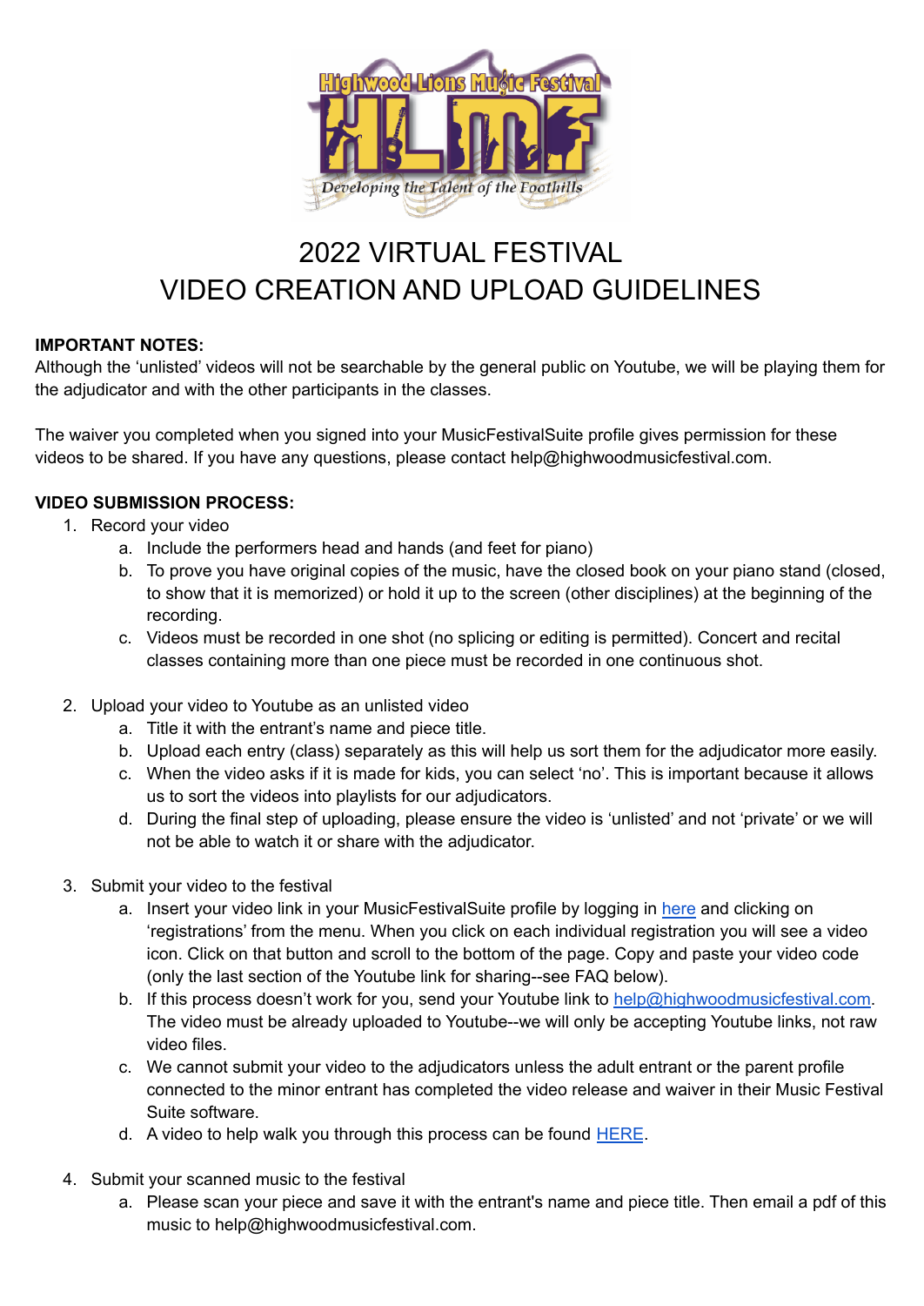# 2022 VIRTUAL FESTIVAL
# VIDEO CREATION AND UPLOAD GUIDELINES

**IMPORTANT NOTES:**
Although the 'unlisted' videos will not be searchable by the general public on Youtube, we will be playing them for the adjudicator and with the other participants in the classes.

The waiver you completed when you signed into your MusicFestivalSuite profile gives permission for these videos to be shared. If you have any questions, please contact help@highwoodmusicfestival.com.

**VIDEO SUBMISSION PROCESS:**

1. Record your video
   a. Include the performers head and hands (and feet for piano)
   b. To prove you have original copies of the music, have the closed book on your piano stand (closed, to show that it is memorized) or hold it up to the screen (other disciplines) at the beginning of the recording.
   c. Videos must be recorded in one shot (no splicing or editing is permitted). Concert and recital classes containing more than one piece must be recorded in one continuous shot.

2. Upload your video to Youtube as an unlisted video
   a. Title it with the entrant's name and piece title.
   b. Upload each entry (class) separately as this will help us sort them for the adjudicator more easily.
   c. When the video asks if it is made for kids, you can select 'no'. This is important because it allows us to sort the videos into playlists for our adjudicators.
   d. During the final step of uploading, please ensure the video is 'unlisted' and not 'private' or we will not be able to watch it or share with the adjudicator.

3. Submit your video to the festival
   a. Insert your video link in your MusicFestivalSuite profile by logging in here and clicking on 'registrations' from the menu. When you click on each individual registration you will see a video icon. Click on that button and scroll to the bottom of the page. Copy and paste your video code (only the last section of the Youtube link for sharing--see FAQ below).
   b. If this process doesn't work for you, send your Youtube link to help@highwoodmusicfestival.com. The video must be already uploaded to Youtube--we will only be accepting Youtube links, not raw video files.
   c. We cannot submit your video to the adjudicators unless the adult entrant or the parent profile connected to the minor entrant has completed the video release and waiver in their Music Festival Suite software.
   d. A video to help walk you through this process can be found HERE.

4. Submit your scanned music to the festival
   a. Please scan your piece and save it with the entrant's name and piece title. Then email a pdf of this music to help@highwoodmusicfestival.com.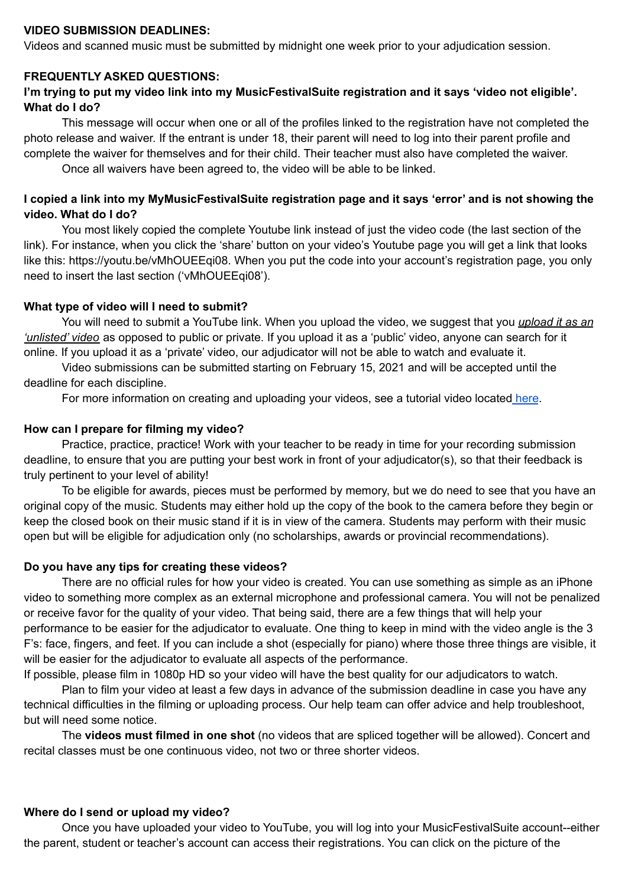**VIDEO SUBMISSION DEADLINES:**
Videos and scanned music must be submitted by midnight one week prior to your adjudication session.

**FREQUENTLY ASKED QUESTIONS:**

**I'm trying to put my video link into my MusicFestivalSuite registration and it says 'video not eligible'. What do I do?**

This message will occur when one or all of the profiles linked to the registration have not completed the photo release and waiver. If the entrant is under 18, their parent will need to log into their parent profile and complete the waiver for themselves and for their child. Their teacher must also have completed the waiver.

Once all waivers have been agreed to, the video will be able to be linked.

**I copied a link into my MyMusicFestivalSuite registration page and it says 'error' and is not showing the video. What do I do?**

You most likely copied the complete Youtube link instead of just the video code (the last section of the link). For instance, when you click the 'share' button on your video's Youtube page you will get a link that looks like this: https://youtu.be/vMhOUEEqi08. When you put the code into your account's registration page, you only need to insert the last section ('vMhOUEEqi08').

**What type of video will I need to submit?**

You will need to submit a YouTube link. When you upload the video, we suggest that you *upload it as an 'unlisted' video* as opposed to public or private. If you upload it as a 'public' video, anyone can search for it online. If you upload it as a 'private' video, our adjudicator will not be able to watch and evaluate it.

Video submissions can be submitted starting on February 15, 2021 and will be accepted until the deadline for each discipline.

For more information on creating and uploading your videos, see a tutorial video located here.

**How can I prepare for filming my video?**

Practice, practice, practice! Work with your teacher to be ready in time for your recording submission deadline, to ensure that you are putting your best work in front of your adjudicator(s), so that their feedback is truly pertinent to your level of ability!

To be eligible for awards, pieces must be performed by memory, but we do need to see that you have an original copy of the music. Students may either hold up the copy of the book to the camera before they begin or keep the closed book on their music stand if it is in view of the camera. Students may perform with their music open but will be eligible for adjudication only (no scholarships, awards or provincial recommendations).

**Do you have any tips for creating these videos?**

There are no official rules for how your video is created. You can use something as simple as an iPhone video to something more complex as an external microphone and professional camera. You will not be penalized or receive favor for the quality of your video. That being said, there are a few things that will help your performance to be easier for the adjudicator to evaluate. One thing to keep in mind with the video angle is the 3 F's: face, fingers, and feet. If you can include a shot (especially for piano) where those three things are visible, it will be easier for the adjudicator to evaluate all aspects of the performance.
If possible, please film in 1080p HD so your video will have the best quality for our adjudicators to watch.

Plan to film your video at least a few days in advance of the submission deadline in case you have any technical difficulties in the filming or uploading process. Our help team can offer advice and help troubleshoot, but will need some notice.

The **videos must filmed in one shot** (no videos that are spliced together will be allowed). Concert and recital classes must be one continuous video, not two or three shorter videos.

**Where do I send or upload my video?**

Once you have uploaded your video to YouTube, you will log into your MusicFestivalSuite account--either the parent, student or teacher's account can access their registrations. You can click on the picture of the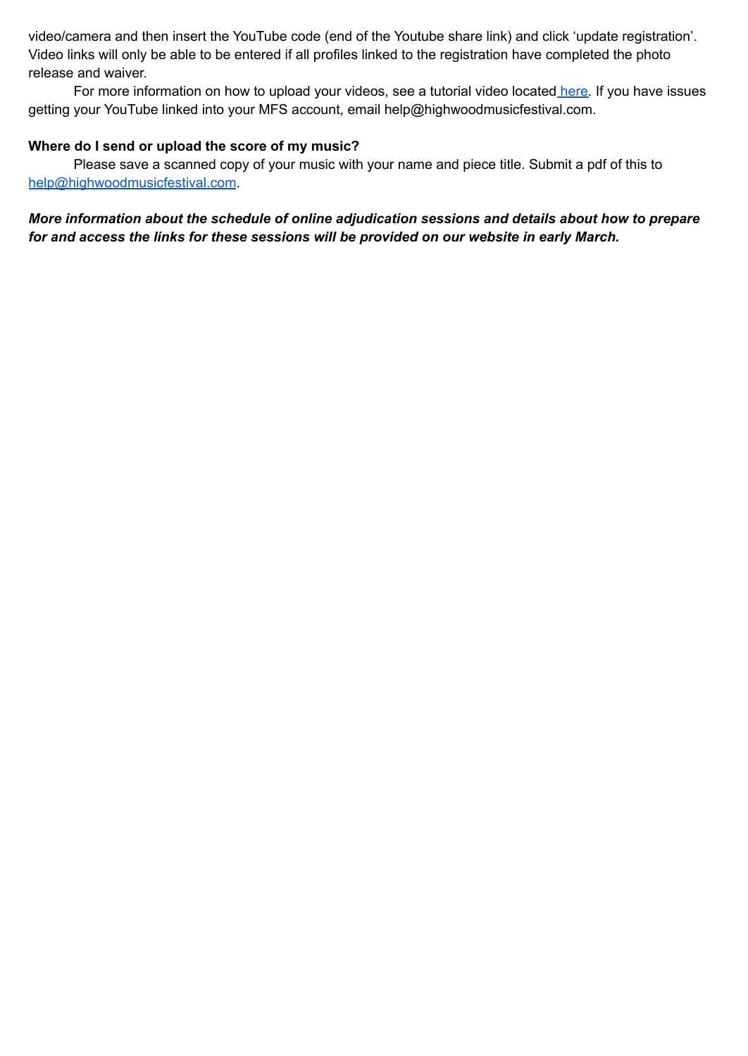video/camera and then insert the YouTube code (end of the Youtube share link) and click 'update registration'. Video links will only be able to be entered if all profiles linked to the registration have completed the photo release and waiver.

For more information on how to upload your videos, see a tutorial video located [here](). If you have issues getting your YouTube linked into your MFS account, email help@highwoodmusicfestival.com.

**Where do I send or upload the score of my music?**

Please save a scanned copy of your music with your name and piece title. Submit a pdf of this to [help@highwoodmusicfestival.com](mailto:help@highwoodmusicfestival.com).

***More information about the schedule of online adjudication sessions and details about how to prepare for and access the links for these sessions will be provided on our website in early March.***